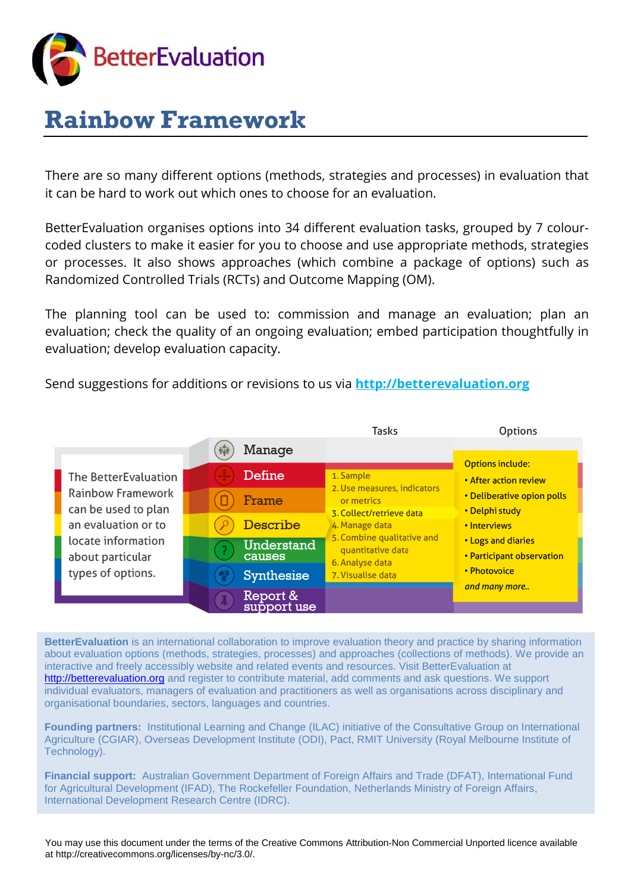BetterEvaluation

# Rainbow Framework

There are so many different options (methods, strategies and processes) in evaluation that it can be hard to work out which ones to choose for an evaluation.

BetterEvaluation organises options into 34 different evaluation tasks, grouped by 7 colour-coded clusters to make it easier for you to choose and use appropriate methods, strategies or processes. It also shows approaches (which combine a package of options) such as Randomized Controlled Trials (RCTs) and Outcome Mapping (OM).

The planning tool can be used to: commission and manage an evaluation; plan an evaluation; check the quality of an ongoing evaluation; embed participation thoughtfully in evaluation; develop evaluation capacity.

Send suggestions for additions or revisions to us via **[http://betterevaluation.org](http://betterevaluation.org)**

The BetterEvaluation Rainbow Framework can be used to plan an evaluation or to locate information about particular types of options.

- Manage
- Define
- Frame
- Describe
- Understand causes
- Synthesise
- Report & support use

**Tasks**

1. Sample
2. Use measures, indicators or metrics
3. Collect/retrieve data
4. Manage data
5. Combine qualitative and quantitative data
6. Analyse data
7. Visualise data

**Options**

Options include:

- After action review
- Deliberative opion polls
- Delphi study
- Interviews
- Logs and diaries
- Participant observation
- Photovoice

*and many more..*

**BetterEvaluation** is an international collaboration to improve evaluation theory and practice by sharing information about evaluation options (methods, strategies, processes) and approaches (collections of methods). We provide an interactive and freely accessibly website and related events and resources. Visit BetterEvaluation at [http://betterevaluation.org](http://betterevaluation.org) and register to contribute material, add comments and ask questions. We support individual evaluators, managers of evaluation and practitioners as well as organisations across disciplinary and organisational boundaries, sectors, languages and countries.

**Founding partners:** Institutional Learning and Change (ILAC) initiative of the Consultative Group on International Agriculture (CGIAR), Overseas Development Institute (ODI), Pact, RMIT University (Royal Melbourne Institute of Technology).

**Financial support:** Australian Government Department of Foreign Affairs and Trade (DFAT), International Fund for Agricultural Development (IFAD), The Rockefeller Foundation, Netherlands Ministry of Foreign Affairs, International Development Research Centre (IDRC).

You may use this document under the terms of the Creative Commons Attribution-Non Commercial Unported licence available at http://creativecommons.org/licenses/by-nc/3.0/.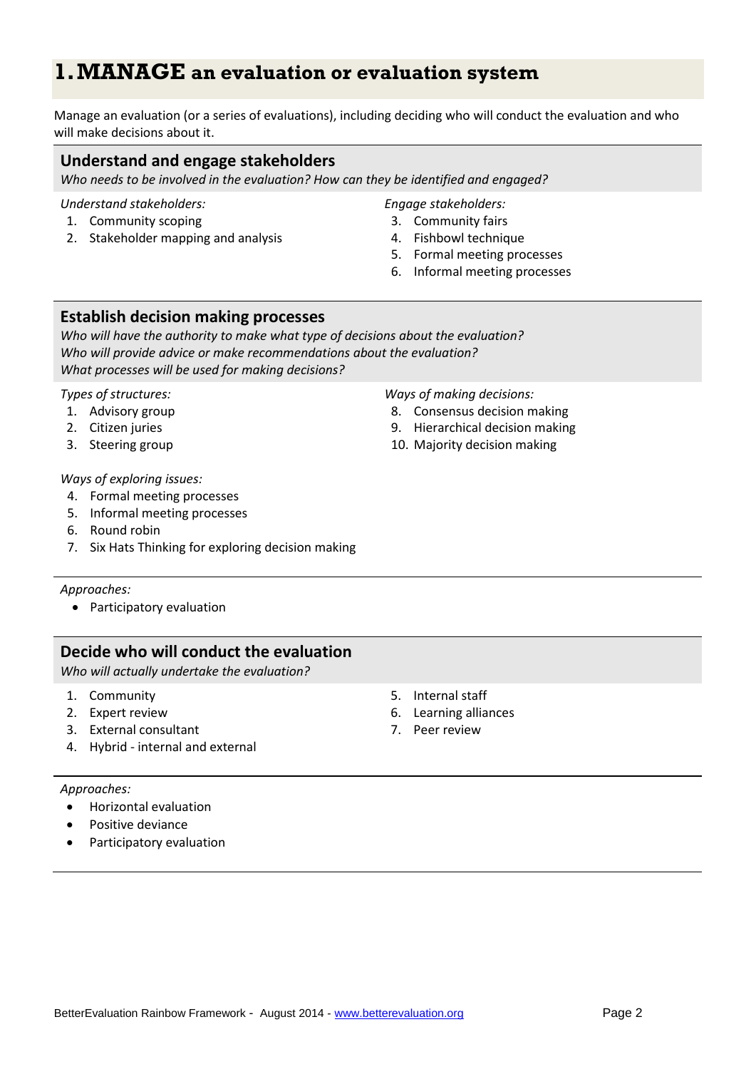# 1. MANAGE an evaluation or evaluation system

Manage an evaluation (or a series of evaluations), including deciding who will conduct the evaluation and who will make decisions about it.

## Understand and engage stakeholders

*Who needs to be involved in the evaluation? How can they be identified and engaged?*

*Understand stakeholders:*

1. Community scoping
2. Stakeholder mapping and analysis

*Engage stakeholders:*

3. Community fairs
4. Fishbowl technique
5. Formal meeting processes
6. Informal meeting processes

## Establish decision making processes

*Who will have the authority to make what type of decisions about the evaluation?*
*Who will provide advice or make recommendations about the evaluation?*
*What processes will be used for making decisions?*

*Types of structures:*

1. Advisory group
2. Citizen juries
3. Steering group

*Ways of exploring issues:*

4. Formal meeting processes
5. Informal meeting processes
6. Round robin
7. Six Hats Thinking for exploring decision making

*Ways of making decisions:*

8. Consensus decision making
9. Hierarchical decision making
10. Majority decision making

*Approaches:*

- Participatory evaluation

## Decide who will conduct the evaluation

*Who will actually undertake the evaluation?*

1. Community
2. Expert review
3. External consultant
4. Hybrid - internal and external
5. Internal staff
6. Learning alliances
7. Peer review

*Approaches:*

- Horizontal evaluation
- Positive deviance
- Participatory evaluation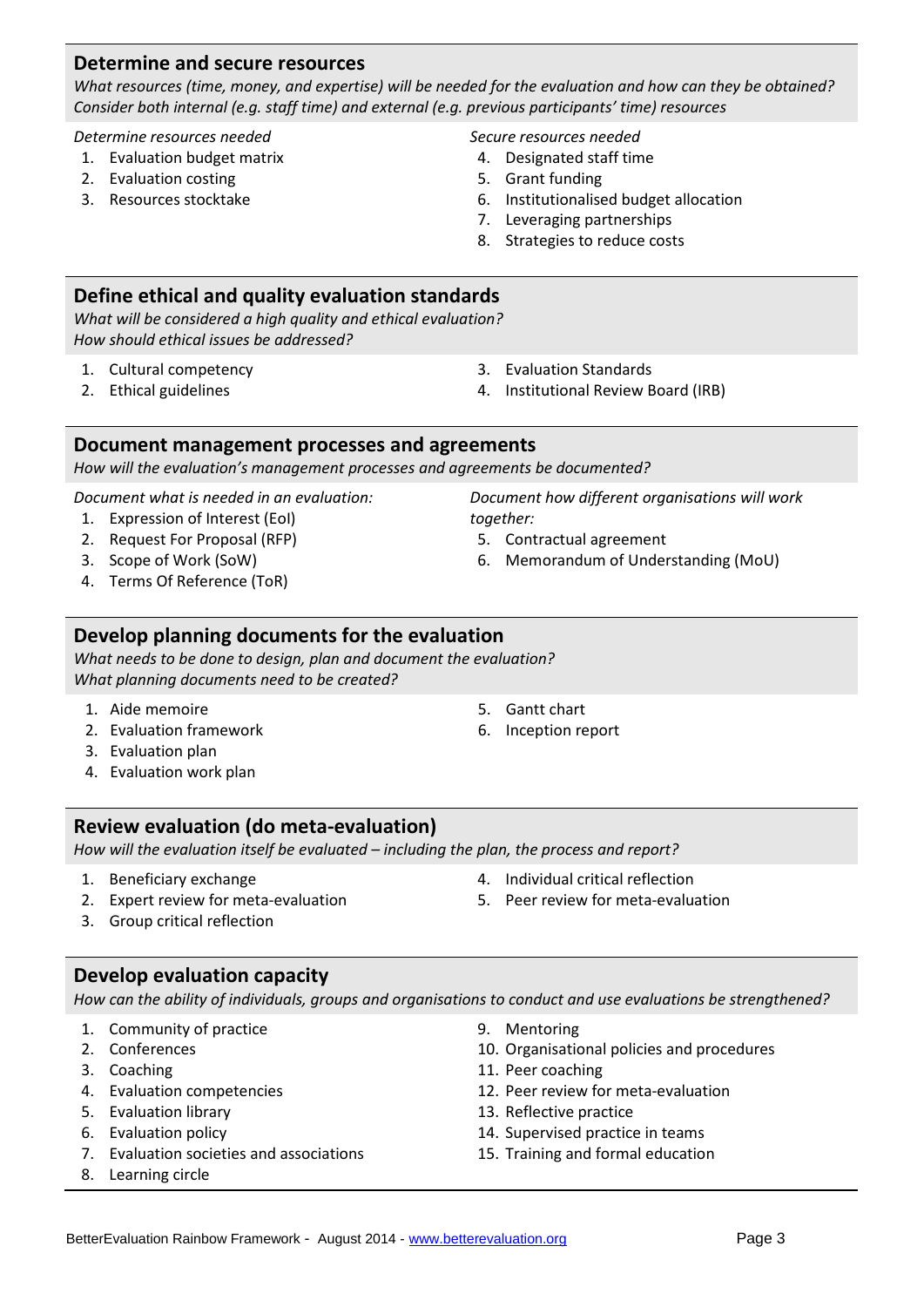## Determine and secure resources

*What resources (time, money, and expertise) will be needed for the evaluation and how can they be obtained? Consider both internal (e.g. staff time) and external (e.g. previous participants' time) resources*

*Determine resources needed*

1. Evaluation budget matrix
2. Evaluation costing
3. Resources stocktake

*Secure resources needed*

4. Designated staff time
5. Grant funding
6. Institutionalised budget allocation
7. Leveraging partnerships
8. Strategies to reduce costs

## Define ethical and quality evaluation standards

*What will be considered a high quality and ethical evaluation?*
*How should ethical issues be addressed?*

1. Cultural competency
2. Ethical guidelines
3. Evaluation Standards
4. Institutional Review Board (IRB)

## Document management processes and agreements

*How will the evaluation's management processes and agreements be documented?*

*Document what is needed in an evaluation:*

1. Expression of Interest (EoI)
2. Request For Proposal (RFP)
3. Scope of Work (SoW)
4. Terms Of Reference (ToR)

*Document how different organisations will work together:*

5. Contractual agreement
6. Memorandum of Understanding (MoU)

## Develop planning documents for the evaluation

*What needs to be done to design, plan and document the evaluation?*
*What planning documents need to be created?*

1. Aide memoire
2. Evaluation framework
3. Evaluation plan
4. Evaluation work plan
5. Gantt chart
6. Inception report

## Review evaluation (do meta-evaluation)

*How will the evaluation itself be evaluated – including the plan, the process and report?*

1. Beneficiary exchange
2. Expert review for meta-evaluation
3. Group critical reflection
4. Individual critical reflection
5. Peer review for meta-evaluation

## Develop evaluation capacity

*How can the ability of individuals, groups and organisations to conduct and use evaluations be strengthened?*

1. Community of practice
2. Conferences
3. Coaching
4. Evaluation competencies
5. Evaluation library
6. Evaluation policy
7. Evaluation societies and associations
8. Learning circle
9. Mentoring
10. Organisational policies and procedures
11. Peer coaching
12. Peer review for meta-evaluation
13. Reflective practice
14. Supervised practice in teams
15. Training and formal education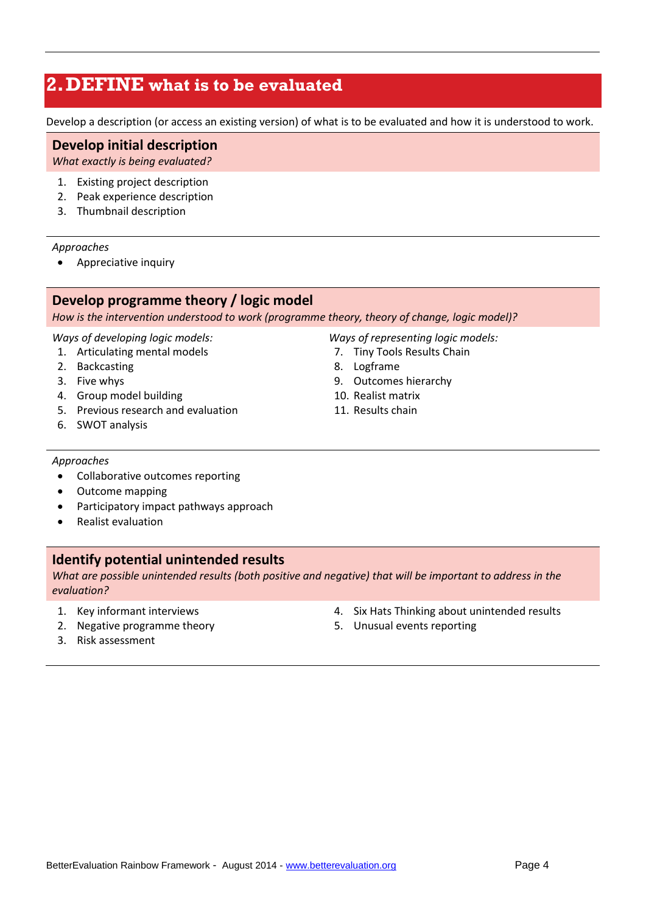# 2. DEFINE what is to be evaluated

Develop a description (or access an existing version) of what is to be evaluated and how it is understood to work.

## Develop initial description

*What exactly is being evaluated?*

1. Existing project description
2. Peak experience description
3. Thumbnail description

*Approaches*

- Appreciative inquiry

## Develop programme theory / logic model

*How is the intervention understood to work (programme theory, theory of change, logic model)?*

*Ways of developing logic models:*

1. Articulating mental models
2. Backcasting
3. Five whys
4. Group model building
5. Previous research and evaluation
6. SWOT analysis

*Ways of representing logic models:*

7. Tiny Tools Results Chain
8. Logframe
9. Outcomes hierarchy
10. Realist matrix
11. Results chain

*Approaches*

- Collaborative outcomes reporting
- Outcome mapping
- Participatory impact pathways approach
- Realist evaluation

## Identify potential unintended results

*What are possible unintended results (both positive and negative) that will be important to address in the evaluation?*

1. Key informant interviews
2. Negative programme theory
3. Risk assessment
4. Six Hats Thinking about unintended results
5. Unusual events reporting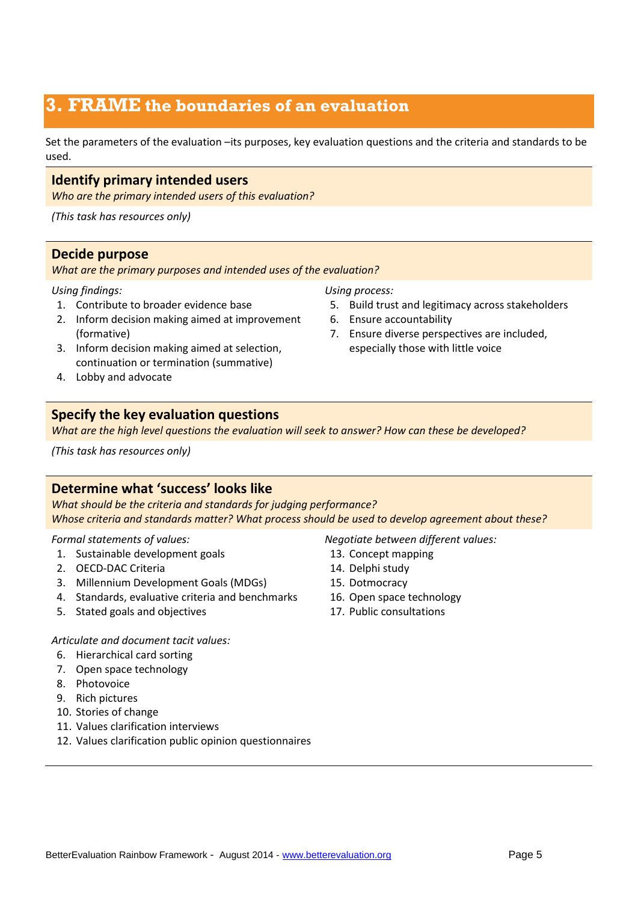# 3. FRAME the boundaries of an evaluation

Set the parameters of the evaluation –its purposes, key evaluation questions and the criteria and standards to be used.

## Identify primary intended users

*Who are the primary intended users of this evaluation?*

*(This task has resources only)*

## Decide purpose

*What are the primary purposes and intended uses of the evaluation?*

*Using findings:*

1. Contribute to broader evidence base
2. Inform decision making aimed at improvement (formative)
3. Inform decision making aimed at selection, continuation or termination (summative)
4. Lobby and advocate

*Using process:*

5. Build trust and legitimacy across stakeholders
6. Ensure accountability
7. Ensure diverse perspectives are included, especially those with little voice

## Specify the key evaluation questions

*What are the high level questions the evaluation will seek to answer? How can these be developed?*

*(This task has resources only)*

## Determine what 'success' looks like

*What should be the criteria and standards for judging performance?*
*Whose criteria and standards matter? What process should be used to develop agreement about these?*

*Formal statements of values:*

1. Sustainable development goals
2. OECD-DAC Criteria
3. Millennium Development Goals (MDGs)
4. Standards, evaluative criteria and benchmarks
5. Stated goals and objectives

*Articulate and document tacit values:*

6. Hierarchical card sorting
7. Open space technology
8. Photovoice
9. Rich pictures
10. Stories of change
11. Values clarification interviews
12. Values clarification public opinion questionnaires

*Negotiate between different values:*

13. Concept mapping
14. Delphi study
15. Dotmocracy
16. Open space technology
17. Public consultations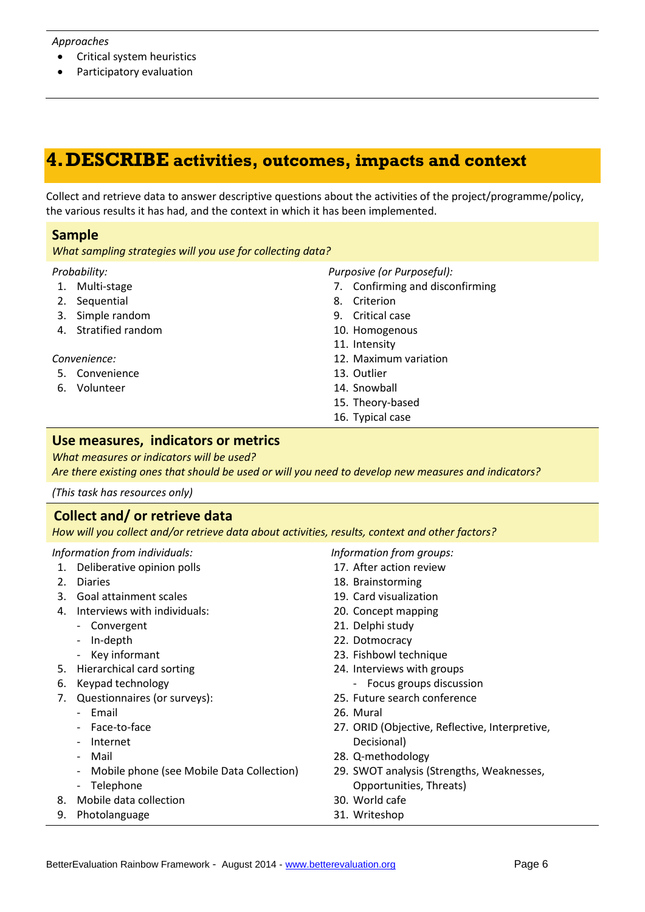*Approaches*

- Critical system heuristics
- Participatory evaluation

# 4. DESCRIBE activities, outcomes, impacts and context

Collect and retrieve data to answer descriptive questions about the activities of the project/programme/policy, the various results it has had, and the context in which it has been implemented.

## Sample

*What sampling strategies will you use for collecting data?*

*Probability:*

1. Multi-stage
2. Sequential
3. Simple random
4. Stratified random

*Convenience:*

5. Convenience
6. Volunteer

*Purposive (or Purposeful):*

7. Confirming and disconfirming
8. Criterion
9. Critical case
10. Homogenous
11. Intensity
12. Maximum variation
13. Outlier
14. Snowball
15. Theory-based
16. Typical case

## Use measures, indicators or metrics

*What measures or indicators will be used?*
*Are there existing ones that should be used or will you need to develop new measures and indicators?*

*(This task has resources only)*

## Collect and/ or retrieve data

*How will you collect and/or retrieve data about activities, results, context and other factors?*

*Information from individuals:*

1. Deliberative opinion polls
2. Diaries
3. Goal attainment scales
4. Interviews with individuals:
   - Convergent
   - In-depth
   - Key informant
5. Hierarchical card sorting
6. Keypad technology
7. Questionnaires (or surveys):
   - Email
   - Face-to-face
   - Internet
   - Mail
   - Mobile phone (see Mobile Data Collection)
   - Telephone
8. Mobile data collection
9. Photolanguage

*Information from groups:*

17. After action review
18. Brainstorming
19. Card visualization
20. Concept mapping
21. Delphi study
22. Dotmocracy
23. Fishbowl technique
24. Interviews with groups
    - Focus groups discussion
25. Future search conference
26. Mural
27. ORID (Objective, Reflective, Interpretive, Decisional)
28. Q-methodology
29. SWOT analysis (Strengths, Weaknesses, Opportunities, Threats)
30. World cafe
31. Writeshop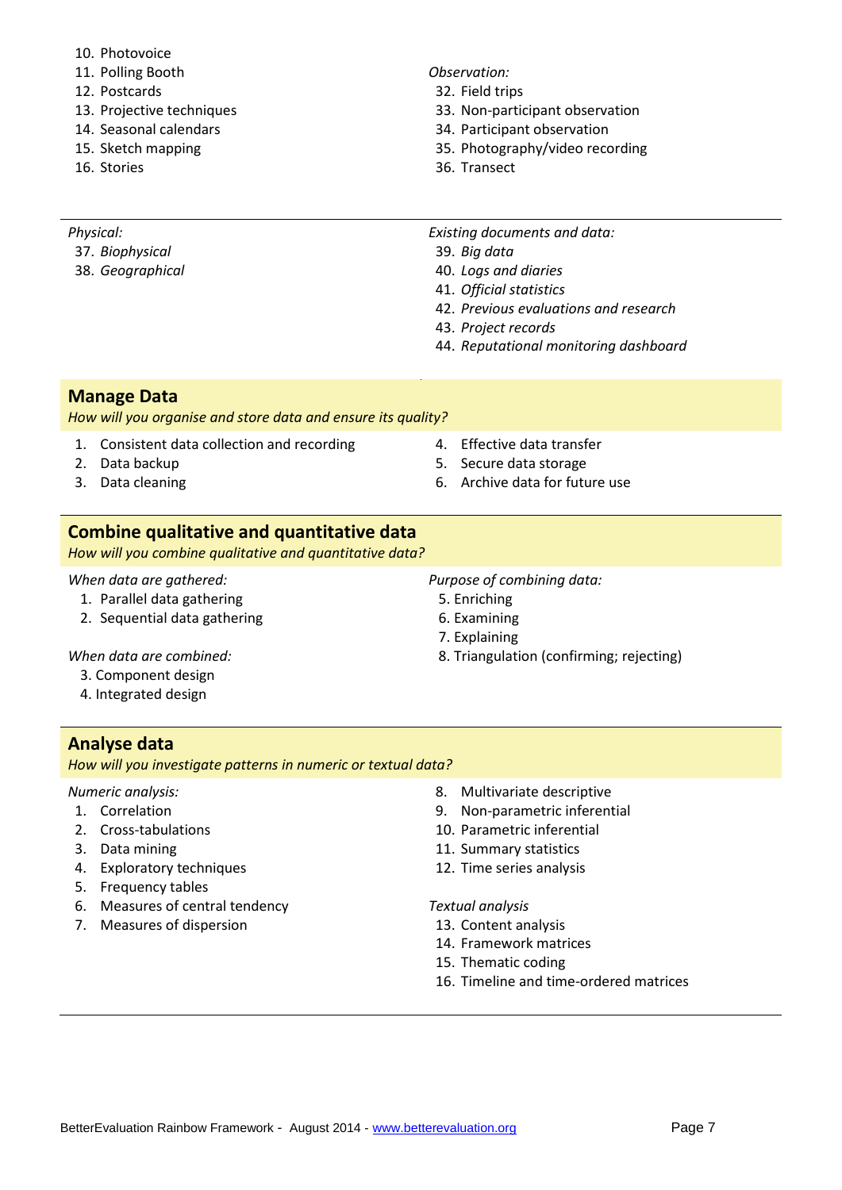10. Photovoice
11. Polling Booth
12. Postcards
13. Projective techniques
14. Seasonal calendars
15. Sketch mapping
16. Stories

*Observation:*

32. Field trips
33. Non-participant observation
34. Participant observation
35. Photography/video recording
36. Transect

---

*Physical:*

37. *Biophysical*
38. *Geographical*

*Existing documents and data:*

39. *Big data*
40. *Logs and diaries*
41. *Official statistics*
42. *Previous evaluations and research*
43. *Project records*
44. *Reputational monitoring dashboard*

## Manage Data

*How will you organise and store data and ensure its quality?*

1. Consistent data collection and recording
2. Data backup
3. Data cleaning
4. Effective data transfer
5. Secure data storage
6. Archive data for future use

## Combine qualitative and quantitative data

*How will you combine qualitative and quantitative data?*

*When data are gathered:*

1. Parallel data gathering
2. Sequential data gathering

*When data are combined:*

3. Component design
4. Integrated design

*Purpose of combining data:*

5. Enriching
6. Examining
7. Explaining
8. Triangulation (confirming; rejecting)

## Analyse data

*How will you investigate patterns in numeric or textual data?*

*Numeric analysis:*

1. Correlation
2. Cross-tabulations
3. Data mining
4. Exploratory techniques
5. Frequency tables
6. Measures of central tendency
7. Measures of dispersion
8. Multivariate descriptive
9. Non-parametric inferential
10. Parametric inferential
11. Summary statistics
12. Time series analysis

*Textual analysis*

13. Content analysis
14. Framework matrices
15. Thematic coding
16. Timeline and time-ordered matrices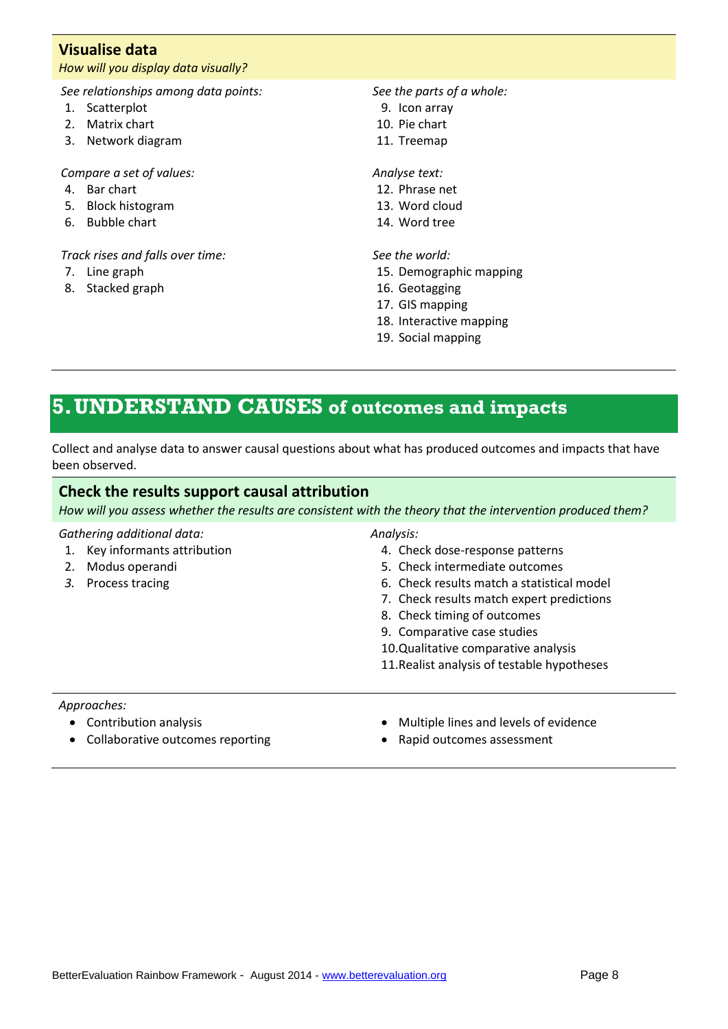### Visualise data

*How will you display data visually?*

*See relationships among data points:*

1. Scatterplot
2. Matrix chart
3. Network diagram

*Compare a set of values:*

4. Bar chart
5. Block histogram
6. Bubble chart

*Track rises and falls over time:*

7. Line graph
8. Stacked graph

*See the parts of a whole:*

9. Icon array
10. Pie chart
11. Treemap

*Analyse text:*

12. Phrase net
13. Word cloud
14. Word tree

*See the world:*

15. Demographic mapping
16. Geotagging
17. GIS mapping
18. Interactive mapping
19. Social mapping

## 5. UNDERSTAND CAUSES of outcomes and impacts

Collect and analyse data to answer causal questions about what has produced outcomes and impacts that have been observed.

### Check the results support causal attribution

*How will you assess whether the results are consistent with the theory that the intervention produced them?*

*Gathering additional data:*

1. Key informants attribution
2. Modus operandi
3. Process tracing

*Analysis:*

4. Check dose-response patterns
5. Check intermediate outcomes
6. Check results match a statistical model
7. Check results match expert predictions
8. Check timing of outcomes
9. Comparative case studies
10. Qualitative comparative analysis
11. Realist analysis of testable hypotheses

*Approaches:*

- Contribution analysis
- Collaborative outcomes reporting
- Multiple lines and levels of evidence
- Rapid outcomes assessment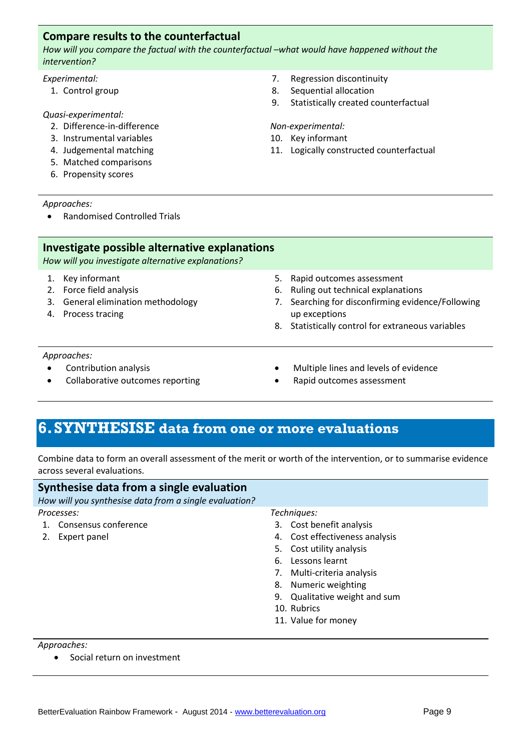### Compare results to the counterfactual

*How will you compare the factual with the counterfactual –what would have happened without the intervention?*

*Experimental:*

1. Control group

*Quasi-experimental:*

2. Difference-in-difference
3. Instrumental variables
4. Judgemental matching
5. Matched comparisons
6. Propensity scores
7. Regression discontinuity
8. Sequential allocation
9. Statistically created counterfactual

*Non-experimental:*

10. Key informant
11. Logically constructed counterfactual

*Approaches:*

- Randomised Controlled Trials

### Investigate possible alternative explanations

*How will you investigate alternative explanations?*

1. Key informant
2. Force field analysis
3. General elimination methodology
4. Process tracing
5. Rapid outcomes assessment
6. Ruling out technical explanations
7. Searching for disconfirming evidence/Following up exceptions
8. Statistically control for extraneous variables

*Approaches:*

- Contribution analysis
- Collaborative outcomes reporting
- Multiple lines and levels of evidence
- Rapid outcomes assessment

## 6. SYNTHESISE data from one or more evaluations

Combine data to form an overall assessment of the merit or worth of the intervention, or to summarise evidence across several evaluations.

### Synthesise data from a single evaluation

*How will you synthesise data from a single evaluation?*

*Processes:*

1. Consensus conference
2. Expert panel

*Techniques:*

3. Cost benefit analysis
4. Cost effectiveness analysis
5. Cost utility analysis
6. Lessons learnt
7. Multi-criteria analysis
8. Numeric weighting
9. Qualitative weight and sum
10. Rubrics
11. Value for money

*Approaches:*

- Social return on investment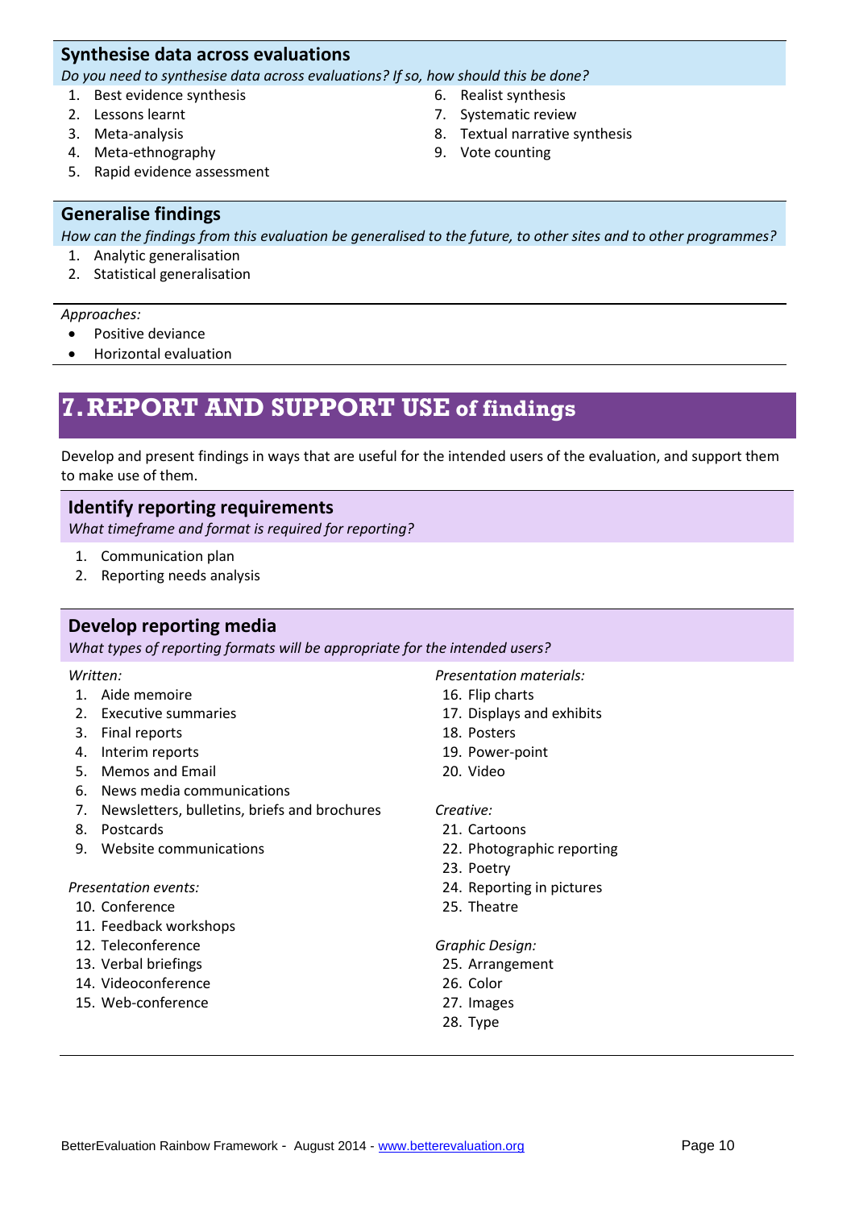### Synthesise data across evaluations

*Do you need to synthesise data across evaluations? If so, how should this be done?*

1. Best evidence synthesis
2. Lessons learnt
3. Meta-analysis
4. Meta-ethnography
5. Rapid evidence assessment
6. Realist synthesis
7. Systematic review
8. Textual narrative synthesis
9. Vote counting

### Generalise findings

*How can the findings from this evaluation be generalised to the future, to other sites and to other programmes?*

1. Analytic generalisation
2. Statistical generalisation

*Approaches:*

- Positive deviance
- Horizontal evaluation

## 7. REPORT AND SUPPORT USE of findings

Develop and present findings in ways that are useful for the intended users of the evaluation, and support them to make use of them.

### Identify reporting requirements

*What timeframe and format is required for reporting?*

1. Communication plan
2. Reporting needs analysis

### Develop reporting media

*What types of reporting formats will be appropriate for the intended users?*

*Written:*

1. Aide memoire
2. Executive summaries
3. Final reports
4. Interim reports
5. Memos and Email
6. News media communications
7. Newsletters, bulletins, briefs and brochures
8. Postcards
9. Website communications

*Presentation events:*

10. Conference
11. Feedback workshops
12. Teleconference
13. Verbal briefings
14. Videoconference
15. Web-conference

*Presentation materials:*

16. Flip charts
17. Displays and exhibits
18. Posters
19. Power-point
20. Video

*Creative:*

21. Cartoons
22. Photographic reporting
23. Poetry
24. Reporting in pictures
25. Theatre

*Graphic Design:*

25. Arrangement
26. Color
27. Images
28. Type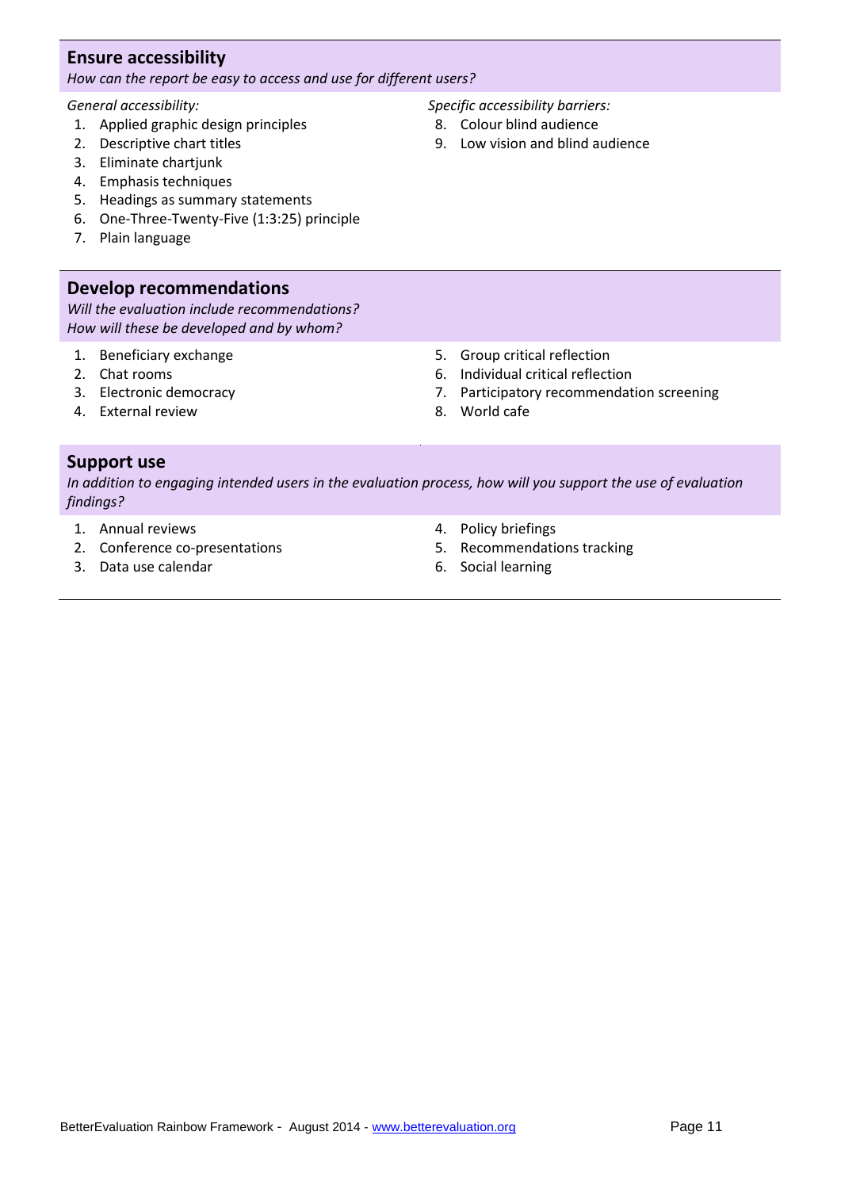## Ensure accessibility

*How can the report be easy to access and use for different users?*

*General accessibility:*

1. Applied graphic design principles
2. Descriptive chart titles
3. Eliminate chartjunk
4. Emphasis techniques
5. Headings as summary statements
6. One-Three-Twenty-Five (1:3:25) principle
7. Plain language

*Specific accessibility barriers:*

8. Colour blind audience
9. Low vision and blind audience

## Develop recommendations

*Will the evaluation include recommendations?*
*How will these be developed and by whom?*

1. Beneficiary exchange
2. Chat rooms
3. Electronic democracy
4. External review
5. Group critical reflection
6. Individual critical reflection
7. Participatory recommendation screening
8. World cafe

## Support use

*In addition to engaging intended users in the evaluation process, how will you support the use of evaluation findings?*

1. Annual reviews
2. Conference co-presentations
3. Data use calendar
4. Policy briefings
5. Recommendations tracking
6. Social learning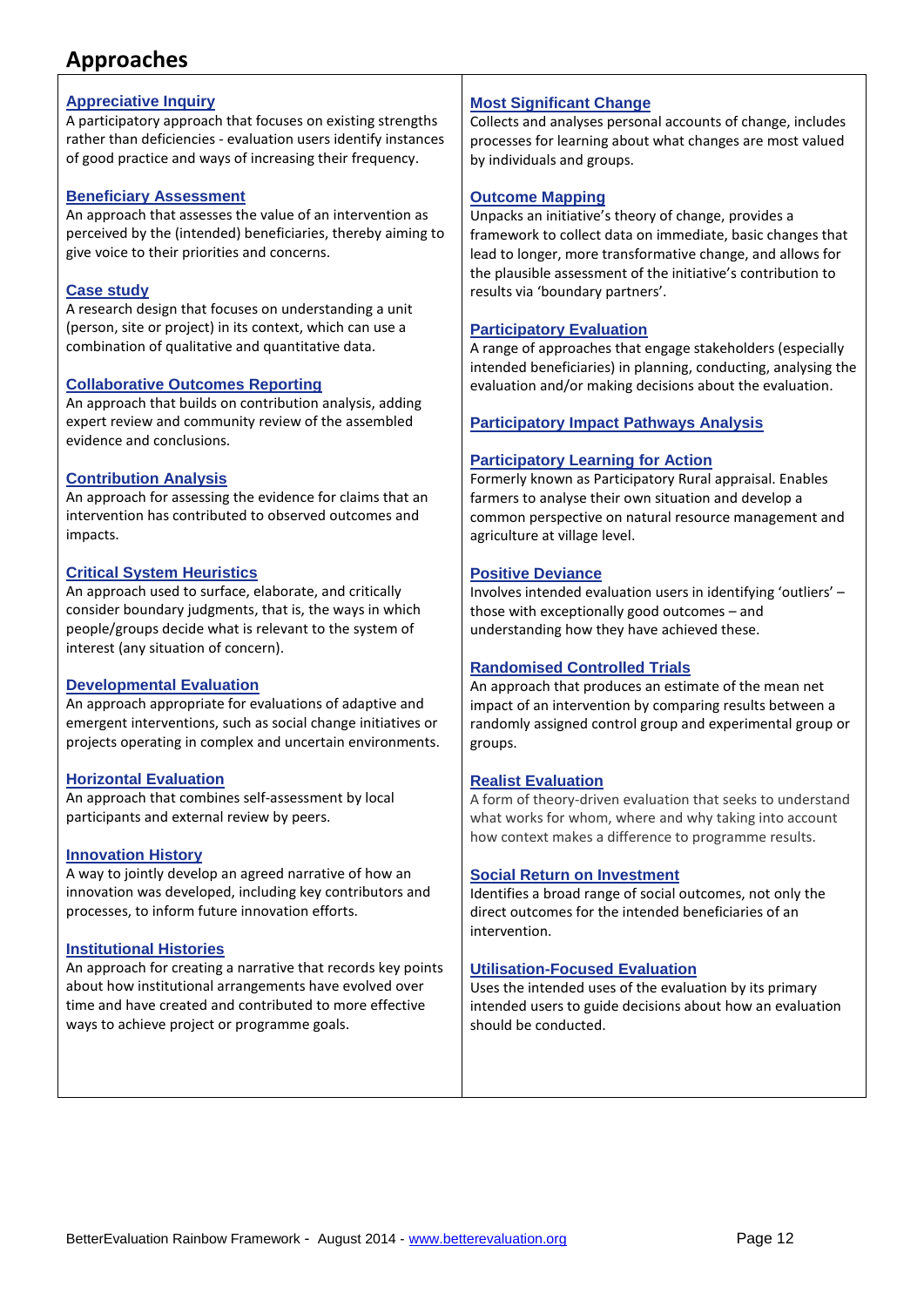## Approaches

### Appreciative Inquiry

A participatory approach that focuses on existing strengths rather than deficiencies - evaluation users identify instances of good practice and ways of increasing their frequency.

### Beneficiary Assessment

An approach that assesses the value of an intervention as perceived by the (intended) beneficiaries, thereby aiming to give voice to their priorities and concerns.

### Case study

A research design that focuses on understanding a unit (person, site or project) in its context, which can use a combination of qualitative and quantitative data.

### Collaborative Outcomes Reporting

An approach that builds on contribution analysis, adding expert review and community review of the assembled evidence and conclusions.

### Contribution Analysis

An approach for assessing the evidence for claims that an intervention has contributed to observed outcomes and impacts.

### Critical System Heuristics

An approach used to surface, elaborate, and critically consider boundary judgments, that is, the ways in which people/groups decide what is relevant to the system of interest (any situation of concern).

### Developmental Evaluation

An approach appropriate for evaluations of adaptive and emergent interventions, such as social change initiatives or projects operating in complex and uncertain environments.

### Horizontal Evaluation

An approach that combines self-assessment by local participants and external review by peers.

### Innovation History

A way to jointly develop an agreed narrative of how an innovation was developed, including key contributors and processes, to inform future innovation efforts.

### Institutional Histories

An approach for creating a narrative that records key points about how institutional arrangements have evolved over time and have created and contributed to more effective ways to achieve project or programme goals.

### Most Significant Change

Collects and analyses personal accounts of change, includes processes for learning about what changes are most valued by individuals and groups.

### Outcome Mapping

Unpacks an initiative's theory of change, provides a framework to collect data on immediate, basic changes that lead to longer, more transformative change, and allows for the plausible assessment of the initiative's contribution to results via 'boundary partners'.

### Participatory Evaluation

A range of approaches that engage stakeholders (especially intended beneficiaries) in planning, conducting, analysing the evaluation and/or making decisions about the evaluation.

### Participatory Impact Pathways Analysis

### Participatory Learning for Action

Formerly known as Participatory Rural appraisal. Enables farmers to analyse their own situation and develop a common perspective on natural resource management and agriculture at village level.

### Positive Deviance

Involves intended evaluation users in identifying 'outliers' – those with exceptionally good outcomes – and understanding how they have achieved these.

### Randomised Controlled Trials

An approach that produces an estimate of the mean net impact of an intervention by comparing results between a randomly assigned control group and experimental group or groups.

### Realist Evaluation

A form of theory-driven evaluation that seeks to understand what works for whom, where and why taking into account how context makes a difference to programme results.

### Social Return on Investment

Identifies a broad range of social outcomes, not only the direct outcomes for the intended beneficiaries of an intervention.

### Utilisation-Focused Evaluation

Uses the intended uses of the evaluation by its primary intended users to guide decisions about how an evaluation should be conducted.